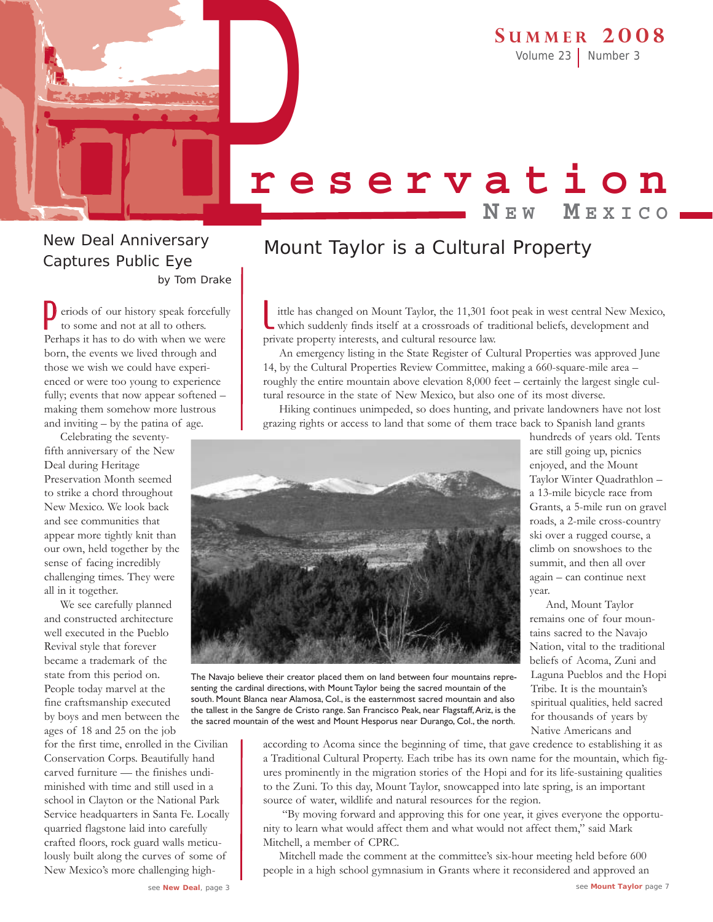# Preservation New Mexico

**Summer 2008**
Volume 23 | Number 3

## New Deal Anniversary Captures Public Eye

by Tom Drake

Periods of our history speak forcefully to some and not at all to others. Perhaps it has to do with when we were born, the events we lived through and those we wish we could have experienced or were too young to experience fully; events that now appear softened – making them somehow more lustrous and inviting – by the patina of age.

Celebrating the seventy-fifth anniversary of the New Deal during Heritage Preservation Month seemed to strike a chord throughout New Mexico. We look back and see communities that appear more tightly knit than our own, held together by the sense of facing incredibly challenging times. They were all in it together.

We see carefully planned and constructed architecture well executed in the Pueblo Revival style that forever became a trademark of the state from this period on. People today marvel at the fine craftsmanship executed by boys and men between the ages of 18 and 25 on the job for the first time, enrolled in the Civilian Conservation Corps. Beautifully hand carved furniture — the finishes undiminished with time and still used in a school in Clayton or the National Park Service headquarters in Santa Fe. Locally quarried flagstone laid into carefully crafted floors, rock guard walls meticulously built along the curves of some of New Mexico's more challenging high-

see **New Deal**, page 3

## Mount Taylor is a Cultural Property

Little has changed on Mount Taylor, the 11,301 foot peak in west central New Mexico, which suddenly finds itself at a crossroads of traditional beliefs, development and private property interests, and cultural resource law.

An emergency listing in the State Register of Cultural Properties was approved June 14, by the Cultural Properties Review Committee, making a 660-square-mile area – roughly the entire mountain above elevation 8,000 feet – certainly the largest single cultural resource in the state of New Mexico, but also one of its most diverse.

Hiking continues unimpeded, so does hunting, and private landowners have not lost grazing rights or access to land that some of them trace back to Spanish land grants hundreds of years old. Tents are still going up, picnics enjoyed, and the Mount Taylor Winter Quadrathlon – a 13-mile bicycle race from Grants, a 5-mile run on gravel roads, a 2-mile cross-country ski over a rugged course, a climb on snowshoes to the summit, and then all over again – can continue next year.

The Navajo believe their creator placed them on land between four mountains representing the cardinal directions, with Mount Taylor being the sacred mountain of the south. Mount Blanca near Alamosa, Col., is the easternmost sacred mountain and also the tallest in the Sangre de Cristo range. San Francisco Peak, near Flagstaff, Ariz, is the the sacred mountain of the west and Mount Hesporus near Durango, Col., the north.

And, Mount Taylor remains one of four mountains sacred to the Navajo Nation, vital to the traditional beliefs of Acoma, Zuni and Laguna Pueblos and the Hopi Tribe. It is the mountain's spiritual qualities, held sacred for thousands of years by Native Americans and according to Acoma since the beginning of time, that gave credence to establishing it as a Traditional Cultural Property. Each tribe has its own name for the mountain, which figures prominently in the migration stories of the Hopi and for its life-sustaining qualities to the Zuni. To this day, Mount Taylor, snowcapped into late spring, is an important source of water, wildlife and natural resources for the region.

"By moving forward and approving this for one year, it gives everyone the opportunity to learn what would affect them and what would not affect them," said Mark Mitchell, a member of CPRC.

Mitchell made the comment at the committee's six-hour meeting held before 600 people in a high school gymnasium in Grants where it reconsidered and approved an

see **Mount Taylor** page 7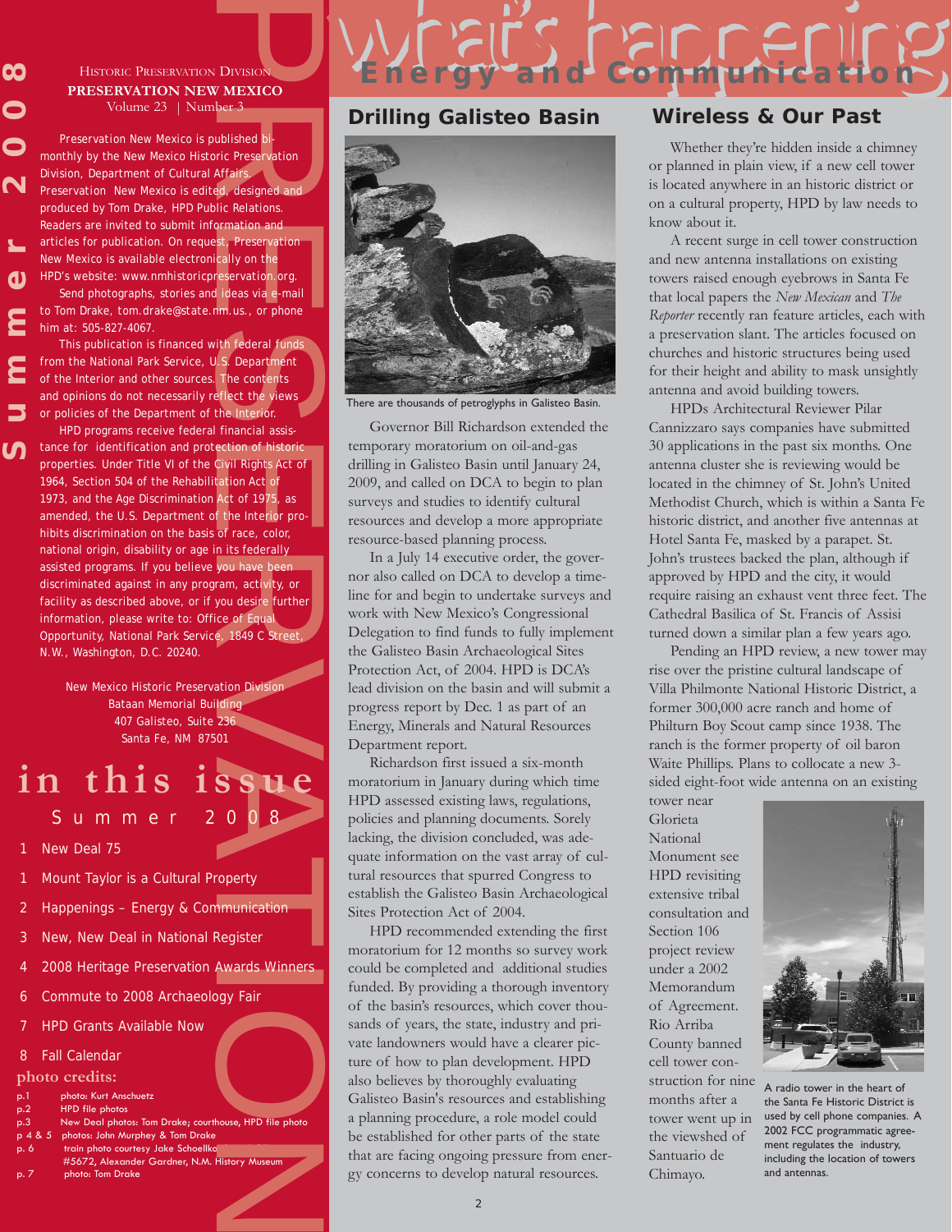Historic Preservation Division

**PRESERVATION NEW MEXICO**

Volume 23 | Number 3

Preservation New Mexico is published bi-monthly by the New Mexico Historic Preservation Division, Department of Cultural Affairs. Preservation New Mexico is edited, designed and produced by Tom Drake, HPD Public Relations. Readers are invited to submit information and articles for publication. On request, Preservation New Mexico is available electronically on the HPD's website: www.nmhistoricpreservation.org.

Send photographs, stories and ideas via e-mail to Tom Drake, tom.drake@state.nm.us., or phone him at: 505-827-4067.

This publication is financed with federal funds from the National Park Service, U.S. Department of the Interior and other sources. The contents and opinions do not necessarily reflect the views or policies of the Department of the Interior.

HPD programs receive federal financial assistance for identification and protection of historic properties. Under Title VI of the Civil Rights Act of 1964, Section 504 of the Rehabilitation Act of 1973, and the Age Discrimination Act of 1975, as amended, the U.S. Department of the Interior prohibits discrimination on the basis of race, color, national origin, disability or age in its federally assisted programs. If you believe you have been discriminated against in any program, activity, or facility as described above, or if you desire further information, please write to: Office of Equal Opportunity, National Park Service, 1849 C Street, N.W., Washington, D.C. 20240.

New Mexico Historic Preservation Division
Bataan Memorial Building
407 Galisteo, Suite 236
Santa Fe, NM 87501

## in this issue

Summer 2008

1 New Deal 75

1 Mount Taylor is a Cultural Property

2 Happenings – Energy & Communication

3 New, New Deal in National Register

4 2008 Heritage Preservation Awards Winners

6 Commute to 2008 Archaeology Fair

7 HPD Grants Available Now

8 Fall Calendar

**photo credits:**

p.1 photo: Kurt Anschuetz
p.2 HPD file photos
p.3 New Deal photos: Tom Drake; courthouse, HPD file photo
p 4 & 5 photos: John Murphey & Tom Drake
p. 6 train photo courtesy Jake Schoellkopf #5672, Alexander Gardner, N.M. History Museum
p. 7 photo: Tom Drake

# what's happening

## Energy and Communication

### Drilling Galisteo Basin

There are thousands of petroglyphs in Galisteo Basin.

Governor Bill Richardson extended the temporary moratorium on oil-and-gas drilling in Galisteo Basin until January 24, 2009, and called on DCA to begin to plan surveys and studies to identify cultural resources and develop a more appropriate resource-based planning process.

In a July 14 executive order, the governor also called on DCA to develop a timeline for and begin to undertake surveys and work with New Mexico's Congressional Delegation to find funds to fully implement the Galisteo Basin Archaeological Sites Protection Act, of 2004. HPD is DCA's lead division on the basin and will submit a progress report by Dec. 1 as part of an Energy, Minerals and Natural Resources Department report.

Richardson first issued a six-month moratorium in January during which time HPD assessed existing laws, regulations, policies and planning documents. Sorely lacking, the division concluded, was adequate information on the vast array of cultural resources that spurred Congress to establish the Galisteo Basin Archaeological Sites Protection Act of 2004.

HPD recommended extending the first moratorium for 12 months so survey work could be completed and additional studies funded. By providing a thorough inventory of the basin's resources, which cover thousands of years, the state, industry and private landowners would have a clearer picture of how to plan development. HPD also believes by thoroughly evaluating Galisteo Basin's resources and establishing a planning procedure, a role model could be established for other parts of the state that are facing ongoing pressure from energy concerns to develop natural resources.

### Wireless & Our Past

Whether they're hidden inside a chimney or planned in plain view, if a new cell tower is located anywhere in an historic district or on a cultural property, HPD by law needs to know about it.

A recent surge in cell tower construction and new antenna installations on existing towers raised enough eyebrows in Santa Fe that local papers the *New Mexican* and *The Reporter* recently ran feature articles, each with a preservation slant. The articles focused on churches and historic structures being used for their height and ability to mask unsightly antenna and avoid building towers.

HPDs Architectural Reviewer Pilar Cannizzaro says companies have submitted 30 applications in the past six months. One antenna cluster she is reviewing would be located in the chimney of St. John's United Methodist Church, which is within a Santa Fe historic district, and another five antennas at Hotel Santa Fe, masked by a parapet. St. John's trustees backed the plan, although if approved by HPD and the city, it would require raising an exhaust vent three feet. The Cathedral Basilica of St. Francis of Assisi turned down a similar plan a few years ago.

Pending an HPD review, a new tower may rise over the pristine cultural landscape of Villa Philmonte National Historic District, a former 300,000 acre ranch and home of Philturn Boy Scout camp since 1938. The ranch is the former property of oil baron Waite Phillips. Plans to collocate a new 3-sided eight-foot wide antenna on an existing tower near Glorieta National Monument see HPD revisiting extensive tribal consultation and Section 106 project review under a 2002 Memorandum of Agreement. Rio Arriba County banned cell tower construction for nine months after a tower went up in the viewshed of Santuario de Chimayo.

A radio tower in the heart of the Santa Fe Historic District is used by cell phone companies. A 2002 FCC programmatic agreement regulates the industry, including the location of towers and antennas.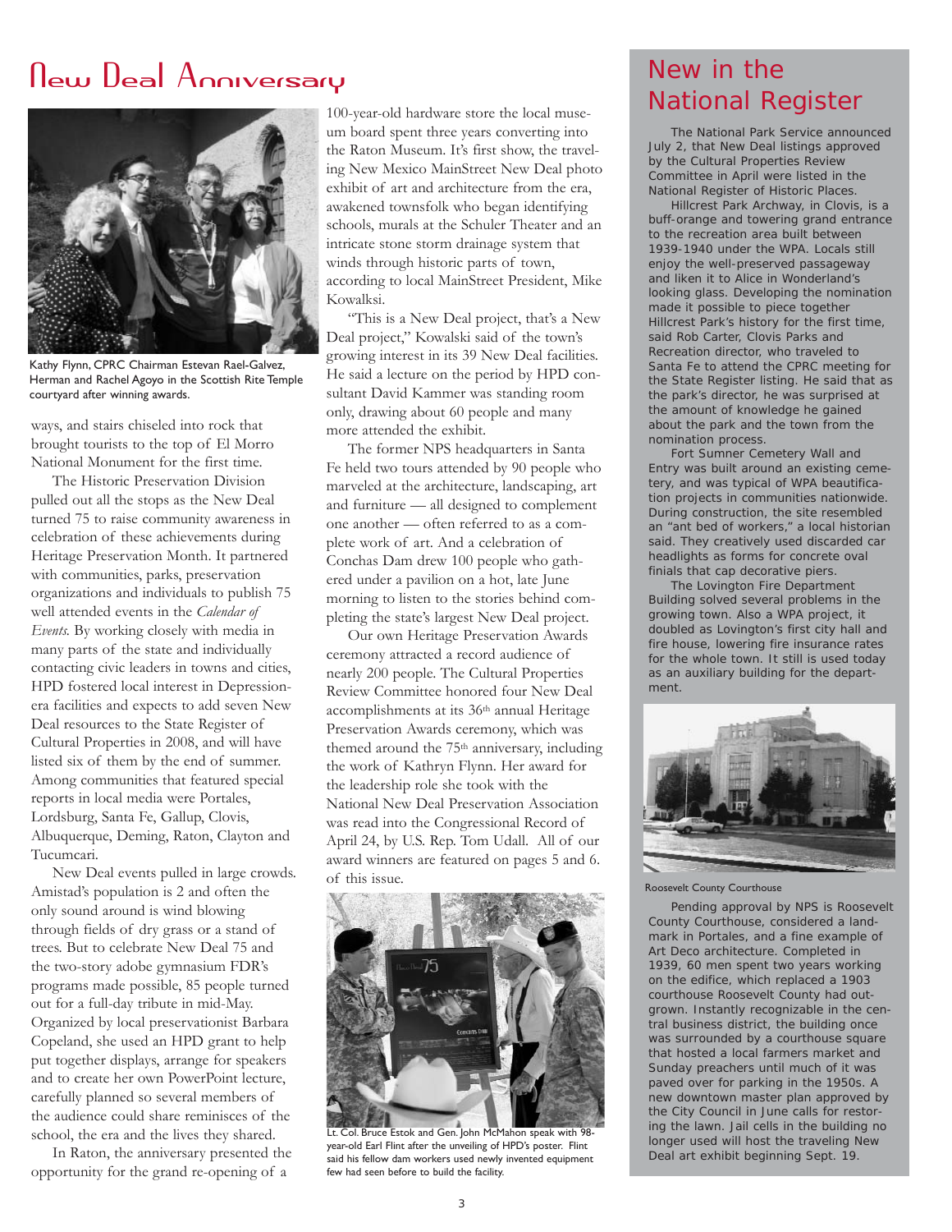# New Deal Anniversary

Kathy Flynn, CPRC Chairman Estevan Rael-Galvez, Herman and Rachel Agoyo in the Scottish Rite Temple courtyard after winning awards.

ways, and stairs chiseled into rock that brought tourists to the top of El Morro National Monument for the first time.

The Historic Preservation Division pulled out all the stops as the New Deal turned 75 to raise community awareness in celebration of these achievements during Heritage Preservation Month. It partnered with communities, parks, preservation organizations and individuals to publish 75 well attended events in the *Calendar of Events.* By working closely with media in many parts of the state and individually contacting civic leaders in towns and cities, HPD fostered local interest in Depression-era facilities and expects to add seven New Deal resources to the State Register of Cultural Properties in 2008, and will have listed six of them by the end of summer. Among communities that featured special reports in local media were Portales, Lordsburg, Santa Fe, Gallup, Clovis, Albuquerque, Deming, Raton, Clayton and Tucumcari.

New Deal events pulled in large crowds. Amistad's population is 2 and often the only sound around is wind blowing through fields of dry grass or a stand of trees. But to celebrate New Deal 75 and the two-story adobe gymnasium FDR's programs made possible, 85 people turned out for a full-day tribute in mid-May. Organized by local preservationist Barbara Copeland, she used an HPD grant to help put together displays, arrange for speakers and to create her own PowerPoint lecture, carefully planned so several members of the audience could share reminisces of the school, the era and the lives they shared.

In Raton, the anniversary presented the opportunity for the grand re-opening of a 100-year-old hardware store the local museum board spent three years converting into the Raton Museum. It's first show, the traveling New Mexico MainStreet New Deal photo exhibit of art and architecture from the era, awakened townsfolk who began identifying schools, murals at the Schuler Theater and an intricate stone storm drainage system that winds through historic parts of town, according to local MainStreet President, Mike Kowalksi.

"This is a New Deal project, that's a New Deal project," Kowalski said of the town's growing interest in its 39 New Deal facilities. He said a lecture on the period by HPD consultant David Kammer was standing room only, drawing about 60 people and many more attended the exhibit.

The former NPS headquarters in Santa Fe held two tours attended by 90 people who marveled at the architecture, landscaping, art and furniture — all designed to complement one another — often referred to as a complete work of art. And a celebration of Conchas Dam drew 100 people who gathered under a pavilion on a hot, late June morning to listen to the stories behind completing the state's largest New Deal project.

Our own Heritage Preservation Awards ceremony attracted a record audience of nearly 200 people. The Cultural Properties Review Committee honored four New Deal accomplishments at its 36th annual Heritage Preservation Awards ceremony, which was themed around the 75th anniversary, including the work of Kathryn Flynn. Her award for the leadership role she took with the National New Deal Preservation Association was read into the Congressional Record of April 24, by U.S. Rep. Tom Udall. All of our award winners are featured on pages 5 and 6. of this issue.

Lt. Col. Bruce Estok and Gen. John McMahon speak with 98-year-old Earl Flint after the unveiling of HPD's poster. Flint said his fellow dam workers used newly invented equipment few had seen before to build the facility.

## New in the National Register

The National Park Service announced July 2, that New Deal listings approved by the Cultural Properties Review Committee in April were listed in the National Register of Historic Places.

Hillcrest Park Archway, in Clovis, is a buff-orange and towering grand entrance to the recreation area built between 1939-1940 under the WPA. Locals still enjoy the well-preserved passageway and liken it to Alice in Wonderland's looking glass. Developing the nomination made it possible to piece together Hillcrest Park's history for the first time, said Rob Carter, Clovis Parks and Recreation director, who traveled to Santa Fe to attend the CPRC meeting for the State Register listing. He said that as the park's director, he was surprised at the amount of knowledge he gained about the park and the town from the nomination process.

Fort Sumner Cemetery Wall and Entry was built around an existing cemetery, and was typical of WPA beautification projects in communities nationwide. During construction, the site resembled an "ant bed of workers," a local historian said. They creatively used discarded car headlights as forms for concrete oval finials that cap decorative piers.

The Lovington Fire Department Building solved several problems in the growing town. Also a WPA project, it doubled as Lovington's first city hall and fire house, lowering fire insurance rates for the whole town. It still is used today as an auxiliary building for the department.

Roosevelt County Courthouse

Pending approval by NPS is Roosevelt County Courthouse, considered a landmark in Portales, and a fine example of Art Deco architecture. Completed in 1939, 60 men spent two years working on the edifice, which replaced a 1903 courthouse Roosevelt County had outgrown. Instantly recognizable in the central business district, the building once was surrounded by a courthouse square that hosted a local farmers market and Sunday preachers until much of it was paved over for parking in the 1950s. A new downtown master plan approved by the City Council in June calls for restoring the lawn. Jail cells in the building no longer used will host the traveling New Deal art exhibit beginning Sept. 19.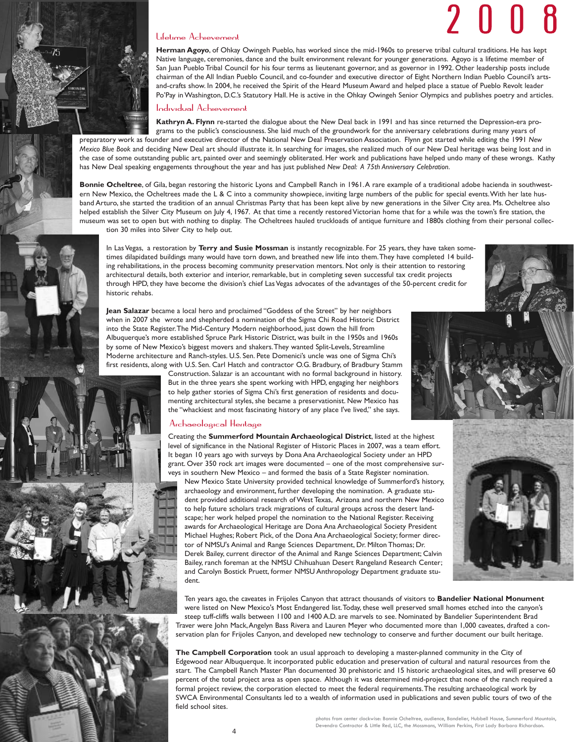# 2008

## Lifetime Achievement

**Herman Agoyo**, of Ohkay Owingeh Pueblo, has worked since the mid-1960s to preserve tribal cultural traditions. He has kept Native language, ceremonies, dance and the built environment relevant for younger generations. Agoyo is a lifetime member of San Juan Pueblo Tribal Council for his four terms as lieutenant governor, and as governor in 1992. Other leadership posts include chairman of the All Indian Pueblo Council, and co-founder and executive director of Eight Northern Indian Pueblo Council's arts-and-crafts show. In 2004, he received the Spirit of the Heard Museum Award and helped place a statue of Pueblo Revolt leader Po'Pay in Washington, D.C.'s Statutory Hall. He is active in the Ohkay Owingeh Senior Olympics and publishes poetry and articles.

## Individual Achievement

**Kathryn A. Flynn** re-started the dialogue about the New Deal back in 1991 and has since returned the Depression-era programs to the public's consciousness. She laid much of the groundwork for the anniversary celebrations during many years of preparatory work as founder and executive director of the National New Deal Preservation Association. Flynn got started while editing the 1991 *New Mexico Blue Book* and deciding New Deal art should illustrate it. In searching for images, she realized much of our New Deal heritage was being lost and in the case of some outstanding public art, painted over and seemingly obliterated. Her work and publications have helped undo many of these wrongs. Kathy has New Deal speaking engagements throughout the year and has just published *New Deal: A 75th Anniversary Celebration*.

**Bonnie Ocheltree**, of Gila, began restoring the historic Lyons and Campbell Ranch in 1961. A rare example of a traditional adobe hacienda in southwestern New Mexico, the Ocheltrees made the L & C into a community showpiece, inviting large numbers of the public for special events. With her late husband Arturo, she started the tradition of an annual Christmas Party that has been kept alive by new generations in the Silver City area. Ms. Ocheltree also helped establish the Silver City Museum on July 4, 1967. At that time a recently restored Victorian home that for a while was the town's fire station, the museum was set to open but with nothing to display. The Ocheltrees hauled truckloads of antique furniture and 1880s clothing from their personal collection 30 miles into Silver City to help out.

In Las Vegas, a restoration by **Terry and Susie Mossman** is instantly recognizable. For 25 years, they have taken sometimes dilapidated buildings many would have torn down, and breathed new life into them. They have completed 14 building rehabilitations, in the process becoming community preservation mentors. Not only is their attention to restoring architectural details, both exterior and interior, remarkable, but in completing seven successful tax credit projects through HPD, they have become the division's chief Las Vegas advocates of the advantages of the 50-percent credit for historic rehabs.

**Jean Salazar** became a local hero and proclaimed "Goddess of the Street" by her neighbors when in 2007 she wrote and shepherded a nomination of the Sigma Chi Road Historic District into the State Register. The Mid-Century Modern neighborhood, just down the hill from Albuquerque's more established Spruce Park Historic District, was built in the 1950s and 1960s by some of New Mexico's biggest movers and shakers. They wanted Split-Levels, Streamline Moderne architecture and Ranch-styles. U.S. Sen. Pete Domenici's uncle was one of Sigma Chi's first residents, along with U.S. Sen. Carl Hatch and contractor O.G. Bradbury, of Bradbury Stamm Construction. Salazar is an accountant with no formal background in history. But in the three years she spent working with HPD, engaging her neighbors to help gather stories of Sigma Chi's first generation of residents and documenting architectural styles, she became a preservationist. New Mexico has the "whackiest and most fascinating history of any place I've lived," she says.

## Archaeological Heritage

Creating the **Summerford Mountain Archaeological District**, listed at the highest level of significance in the National Register of Historic Places in 2007, was a team effort. It began 10 years ago with surveys by Dona Ana Archaeological Society under an HPD grant. Over 350 rock art images were documented – one of the most comprehensive surveys in southern New Mexico – and formed the basis of a State Register nomination. New Mexico State University provided technical knowledge of Summerford's history, archaeology and environment, further developing the nomination. A graduate student provided additional research of West Texas, Arizona and northern New Mexico to help future scholars track migrations of cultural groups across the desert landscape; her work helped propel the nomination to the National Register. Receiving awards for Archaeological Heritage are Dona Ana Archaeological Society President Michael Hughes; Robert Pick, of the Dona Ana Archaeological Society; former director of NMSU's Animal and Range Sciences Department, Dr. Milton Thomas; Dr. Derek Bailey, current director of the Animal and Range Sciences Department; Calvin Bailey, ranch foreman at the NMSU Chihuahuan Desert Rangeland Research Center; and Carolyn Bostick Pruett, former NMSU Anthropology Department graduate student.

Ten years ago, the caveates in Frijoles Canyon that attract thousands of visitors to **Bandelier National Monument** were listed on New Mexico's Most Endangered list. Today, these well preserved small homes etched into the canyon's steep tuff-cliffs walls between 1100 and 1400 A.D. are marvels to see. Nominated by Bandelier Superintendent Brad Traver were John Mack, Angelyn Bass Rivera and Lauren Meyer who documented more than 1,000 caveates, drafted a conservation plan for Frijoles Canyon, and developed new technology to conserve and further document our built heritage.

**The Campbell Corporation** took an usual approach to developing a master-planned community in the City of Edgewood near Albuquerque. It incorporated public education and preservation of cultural and natural resources from the start. The Campbell Ranch Master Plan documented 30 prehistoric and 15 historic archaeological sites, and will preserve 60 percent of the total project area as open space. Although it was determined mid-project that none of the ranch required a formal project review, the corporation elected to meet the federal requirements. The resulting archaeological work by SWCA Environmental Consultants led to a wealth of information used in publications and seven public tours of two of the field school sites.

photos from center clockwise: Bonnie Ocheltree, audience, Bandelier, Hubbell House, Summerford Mountain, Devendra Contractor & Little Red, LLC, the Mossmans, William Perkins, First Lady Barbara Richardson.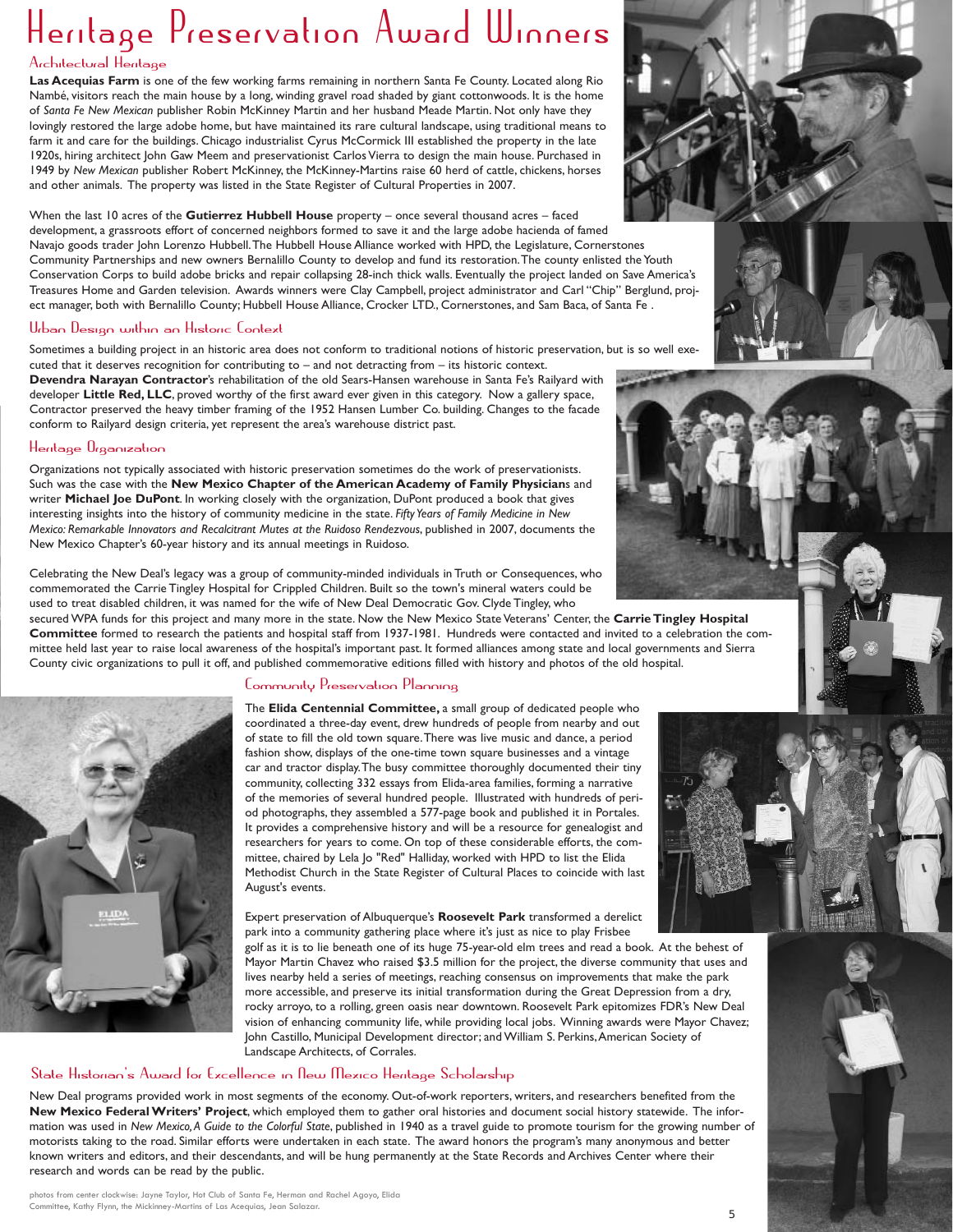# Heritage Preservation Award Winners

## Architectural Heritage

**Las Acequias Farm** is one of the few working farms remaining in northern Santa Fe County. Located along Rio Nambé, visitors reach the main house by a long, winding gravel road shaded by giant cottonwoods. It is the home of *Santa Fe New Mexican* publisher Robin McKinney Martin and her husband Meade Martin. Not only have they lovingly restored the large adobe home, but have maintained its rare cultural landscape, using traditional means to farm it and care for the buildings. Chicago industrialist Cyrus McCormick III established the property in the late 1920s, hiring architect John Gaw Meem and preservationist Carlos Vierra to design the main house. Purchased in 1949 by *New Mexican* publisher Robert McKinney, the McKinney-Martins raise 60 herd of cattle, chickens, horses and other animals. The property was listed in the State Register of Cultural Properties in 2007.

When the last 10 acres of the **Gutierrez Hubbell House** property – once several thousand acres – faced development, a grassroots effort of concerned neighbors formed to save it and the large adobe hacienda of famed Navajo goods trader John Lorenzo Hubbell. The Hubbell House Alliance worked with HPD, the Legislature, Cornerstones Community Partnerships and new owners Bernalillo County to develop and fund its restoration. The county enlisted the Youth Conservation Corps to build adobe bricks and repair collapsing 28-inch thick walls. Eventually the project landed on Save America's Treasures Home and Garden television. Awards winners were Clay Campbell, project administrator and Carl "Chip" Berglund, project manager, both with Bernalillo County; Hubbell House Alliance, Crocker LTD., Cornerstones, and Sam Baca, of Santa Fe .

## Urban Design within an Historic Context

Sometimes a building project in an historic area does not conform to traditional notions of historic preservation, but is so well executed that it deserves recognition for contributing to – and not detracting from – its historic context.

**Devendra Narayan Contractor**'s rehabilitation of the old Sears-Hansen warehouse in Santa Fe's Railyard with developer **Little Red, LLC**, proved worthy of the first award ever given in this category. Now a gallery space, Contractor preserved the heavy timber framing of the 1952 Hansen Lumber Co. building. Changes to the facade conform to Railyard design criteria, yet represent the area's warehouse district past.

## Heritage Organization

Organizations not typically associated with historic preservation sometimes do the work of preservationists. Such was the case with the **New Mexico Chapter of the American Academy of Family Physician**s and writer **Michael Joe DuPont**. In working closely with the organization, DuPont produced a book that gives interesting insights into the history of community medicine in the state. *Fifty Years of Family Medicine in New Mexico: Remarkable Innovators and Recalcitrant Mutes at the Ruidoso Rendezvous*, published in 2007, documents the New Mexico Chapter's 60-year history and its annual meetings in Ruidoso.

Celebrating the New Deal's legacy was a group of community-minded individuals in Truth or Consequences, who commemorated the Carrie Tingley Hospital for Crippled Children. Built so the town's mineral waters could be used to treat disabled children, it was named for the wife of New Deal Democratic Gov. Clyde Tingley, who secured WPA funds for this project and many more in the state. Now the New Mexico State Veterans' Center, the **Carrie Tingley Hospital Committee** formed to research the patients and hospital staff from 1937-1981. Hundreds were contacted and invited to a celebration the committee held last year to raise local awareness of the hospital's important past. It formed alliances among state and local governments and Sierra County civic organizations to pull it off, and published commemorative editions filled with history and photos of the old hospital.

## Community Preservation Planning

The **Elida Centennial Committee,** a small group of dedicated people who coordinated a three-day event, drew hundreds of people from nearby and out of state to fill the old town square. There was live music and dance, a period fashion show, displays of the one-time town square businesses and a vintage car and tractor display. The busy committee thoroughly documented their tiny community, collecting 332 essays from Elida-area families, forming a narrative of the memories of several hundred people. Illustrated with hundreds of period photographs, they assembled a 577-page book and published it in Portales. It provides a comprehensive history and will be a resource for genealogist and researchers for years to come. On top of these considerable efforts, the committee, chaired by Lela Jo "Red" Halliday, worked with HPD to list the Elida Methodist Church in the State Register of Cultural Places to coincide with last August's events.

Expert preservation of Albuquerque's **Roosevelt Park** transformed a derelict park into a community gathering place where it's just as nice to play Frisbee golf as it is to lie beneath one of its huge 75-year-old elm trees and read a book. At the behest of Mayor Martin Chavez who raised $3.5 million for the project, the diverse community that uses and lives nearby held a series of meetings, reaching consensus on improvements that make the park more accessible, and preserve its initial transformation during the Great Depression from a dry, rocky arroyo, to a rolling, green oasis near downtown. Roosevelt Park epitomizes FDR's New Deal vision of enhancing community life, while providing local jobs. Winning awards were Mayor Chavez; John Castillo, Municipal Development director; and William S. Perkins, American Society of Landscape Architects, of Corrales.

## State Historian's Award for Excellence in New Mexico Heritage Scholarship

New Deal programs provided work in most segments of the economy. Out-of-work reporters, writers, and researchers benefited from the **New Mexico Federal Writers' Project**, which employed them to gather oral histories and document social history statewide. The information was used in *New Mexico, A Guide to the Colorful State*, published in 1940 as a travel guide to promote tourism for the growing number of motorists taking to the road. Similar efforts were undertaken in each state. The award honors the program's many anonymous and better known writers and editors, and their descendants, and will be hung permanently at the State Records and Archives Center where their research and words can be read by the public.

photos from center clockwise: Jayne Taylor, Hot Club of Santa Fe, Herman and Rachel Agoyo, Elida Committee, Kathy Flynn, the Mickinney-Martins of Las Acequias, Jean Salazar.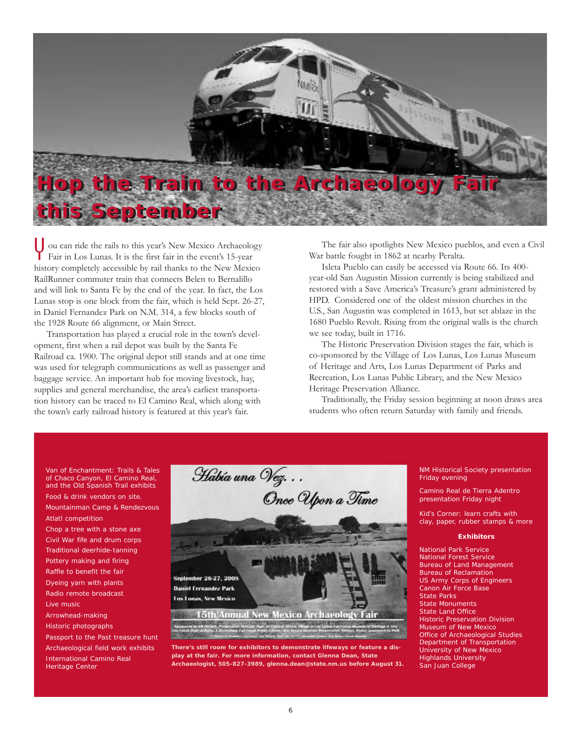# Hop the Train to the Archaeology Fair this September

You can ride the rails to this year's New Mexico Archaeology Fair in Los Lunas. It is the first fair in the event's 15-year history completely accessible by rail thanks to the New Mexico RailRunner commuter train that connects Belen to Bernalillo and will link to Santa Fe by the end of the year. In fact, the Los Lunas stop is one block from the fair, which is held Sept. 26-27, in Daniel Fernandez Park on N.M. 314, a few blocks south of the 1928 Route 66 alignment, or Main Street.

Transportation has played a crucial role in the town's development, first when a rail depot was built by the Santa Fe Railroad ca. 1900. The original depot still stands and at one time was used for telegraph communications as well as passenger and baggage service. An important hub for moving livestock, hay, supplies and general merchandise, the area's earliest transportation history can be traced to El Camino Real, which along with the town's early railroad history is featured at this year's fair.

The fair also spotlights New Mexico pueblos, and even a Civil War battle fought in 1862 at nearby Peralta.

Isleta Pueblo can easily be accessed via Route 66. Its 400-year-old San Augustin Mission currently is being stabilized and restored with a Save America's Treasure's grant administered by HPD. Considered one of the oldest mission churches in the U.S., San Augustin was completed in 1613, but set ablaze in the 1680 Pueblo Revolt. Rising from the original walls is the church we see today, built in 1716.

The Historic Preservation Division stages the fair, which is co-sponsored by the Village of Los Lunas, Los Lunas Museum of Heritage and Arts, Los Lunas Department of Parks and Recreation, Los Lunas Public Library, and the New Mexico Heritage Preservation Alliance.

Traditionally, the Friday session beginning at noon draws area students who often return Saturday with family and friends.

Van of Enchantment: Trails & Tales of Chaco Canyon, El Camino Real, and the Old Spanish Trail exhibits

Food & drink vendors on site.

Mountainman Camp & Rendezvous

Atlatl competition

Chop a tree with a stone axe

Civil War fife and drum corps

Traditional deerhide-tanning

Pottery making and firing

Raffle to benefit the fair

Dyeing yarn with plants

Radio remote broadcast

Live music

Arrowhead-making

Historic photographs

Passport to the Past treasure hunt

Archaeological field work exhibits

International Camino Real Heritage Center

*Había una Vez. . .*
*Once Upon a Time*

September 26-27, 2008
Daniel Fernandez Park
Los Lunas, New Mexico

15th Annual New Mexico Archaeology Fair

**There's still room for exhibitors to demonstrate lifeways or feature a display at the fair. For more information, contact Glenna Dean, State Archaeologist, 505-827-3989, glenna.dean@state.nm.us before August 31.**

NM Historical Society presentation Friday evening

Camino Real de Tierra Adentro presentation Friday night

Kid's Corner: learn crafts with clay, paper, rubber stamps & more

**Exhibitors**

National Park Service
National Forest Service
Bureau of Land Management
Bureau of Reclamation
US Army Corps of Engineers
Canon Air Force Base
State Parks
State Monuments
State Land Office
Historic Preservation Division
Museum of New Mexico
Office of Archaeological Studies
Department of Transportation
University of New Mexico
Highlands University
San Juan College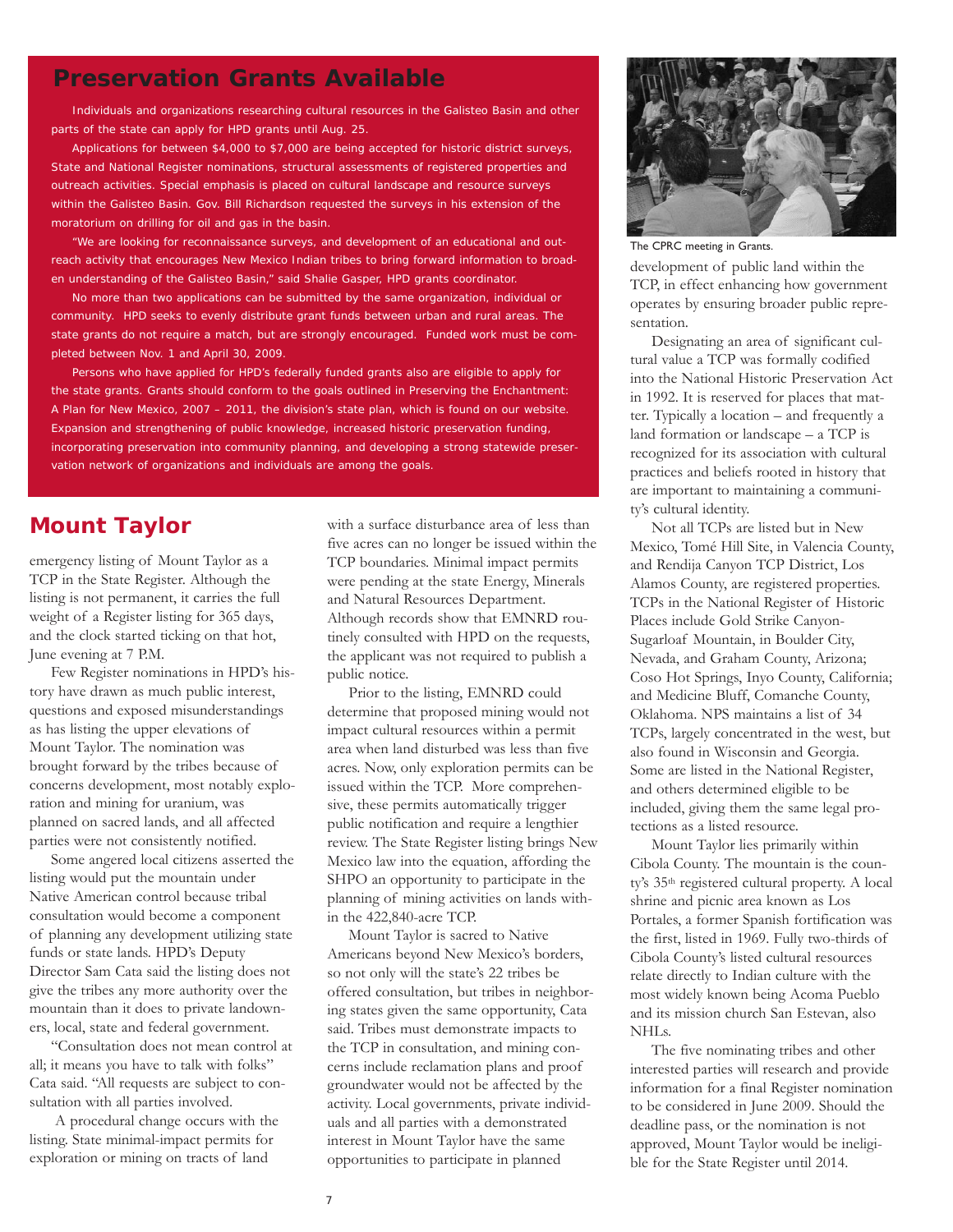## Preservation Grants Available

Individuals and organizations researching cultural resources in the Galisteo Basin and other parts of the state can apply for HPD grants until Aug. 25.

Applications for between $4,000 to $7,000 are being accepted for historic district surveys, State and National Register nominations, structural assessments of registered properties and outreach activities. Special emphasis is placed on cultural landscape and resource surveys within the Galisteo Basin. Gov. Bill Richardson requested the surveys in his extension of the moratorium on drilling for oil and gas in the basin.

"We are looking for reconnaissance surveys, and development of an educational and outreach activity that encourages New Mexico Indian tribes to bring forward information to broaden understanding of the Galisteo Basin," said Shalie Gasper, HPD grants coordinator.

No more than two applications can be submitted by the same organization, individual or community. HPD seeks to evenly distribute grant funds between urban and rural areas. The state grants do not require a match, but are strongly encouraged. Funded work must be completed between Nov. 1 and April 30, 2009.

Persons who have applied for HPD's federally funded grants also are eligible to apply for the state grants. Grants should conform to the goals outlined in Preserving the Enchantment: A Plan for New Mexico, 2007 – 2011, the division's state plan, which is found on our website. Expansion and strengthening of public knowledge, increased historic preservation funding, incorporating preservation into community planning, and developing a strong statewide preservation network of organizations and individuals are among the goals.

## Mount Taylor

emergency listing of Mount Taylor as a TCP in the State Register. Although the listing is not permanent, it carries the full weight of a Register listing for 365 days, and the clock started ticking on that hot, June evening at 7 P.M.

Few Register nominations in HPD's history have drawn as much public interest, questions and exposed misunderstandings as has listing the upper elevations of Mount Taylor. The nomination was brought forward by the tribes because of concerns development, most notably exploration and mining for uranium, was planned on sacred lands, and all affected parties were not consistently notified.

Some angered local citizens asserted the listing would put the mountain under Native American control because tribal consultation would become a component of planning any development utilizing state funds or state lands. HPD's Deputy Director Sam Cata said the listing does not give the tribes any more authority over the mountain than it does to private landowners, local, state and federal government.

"Consultation does not mean control at all; it means you have to talk with folks" Cata said. "All requests are subject to consultation with all parties involved.

A procedural change occurs with the listing. State minimal-impact permits for exploration or mining on tracts of land with a surface disturbance area of less than five acres can no longer be issued within the TCP boundaries. Minimal impact permits were pending at the state Energy, Minerals and Natural Resources Department. Although records show that EMNRD routinely consulted with HPD on the requests, the applicant was not required to publish a public notice.

Prior to the listing, EMNRD could determine that proposed mining would not impact cultural resources within a permit area when land disturbed was less than five acres. Now, only exploration permits can be issued within the TCP. More comprehensive, these permits automatically trigger public notification and require a lengthier review. The State Register listing brings New Mexico law into the equation, affording the SHPO an opportunity to participate in the planning of mining activities on lands within the 422,840-acre TCP.

Mount Taylor is sacred to Native Americans beyond New Mexico's borders, so not only will the state's 22 tribes be offered consultation, but tribes in neighboring states given the same opportunity, Cata said. Tribes must demonstrate impacts to the TCP in consultation, and mining concerns include reclamation plans and proof groundwater would not be affected by the activity. Local governments, private individuals and all parties with a demonstrated interest in Mount Taylor have the same opportunities to participate in planned development of public land within the TCP, in effect enhancing how government operates by ensuring broader public representation.

The CPRC meeting in Grants.

Designating an area of significant cultural value a TCP was formally codified into the National Historic Preservation Act in 1992. It is reserved for places that matter. Typically a location – and frequently a land formation or landscape – a TCP is recognized for its association with cultural practices and beliefs rooted in history that are important to maintaining a community's cultural identity.

Not all TCPs are listed but in New Mexico, Tomé Hill Site, in Valencia County, and Rendija Canyon TCP District, Los Alamos County, are registered properties. TCPs in the National Register of Historic Places include Gold Strike Canyon-Sugarloaf Mountain, in Boulder City, Nevada, and Graham County, Arizona; Coso Hot Springs, Inyo County, California; and Medicine Bluff, Comanche County, Oklahoma. NPS maintains a list of 34 TCPs, largely concentrated in the west, but also found in Wisconsin and Georgia. Some are listed in the National Register, and others determined eligible to be included, giving them the same legal protections as a listed resource.

Mount Taylor lies primarily within Cibola County. The mountain is the county's 35th registered cultural property. A local shrine and picnic area known as Los Portales, a former Spanish fortification was the first, listed in 1969. Fully two-thirds of Cibola County's listed cultural resources relate directly to Indian culture with the most widely known being Acoma Pueblo and its mission church San Estevan, also NHLs.

The five nominating tribes and other interested parties will research and provide information for a final Register nomination to be considered in June 2009. Should the deadline pass, or the nomination is not approved, Mount Taylor would be ineligible for the State Register until 2014.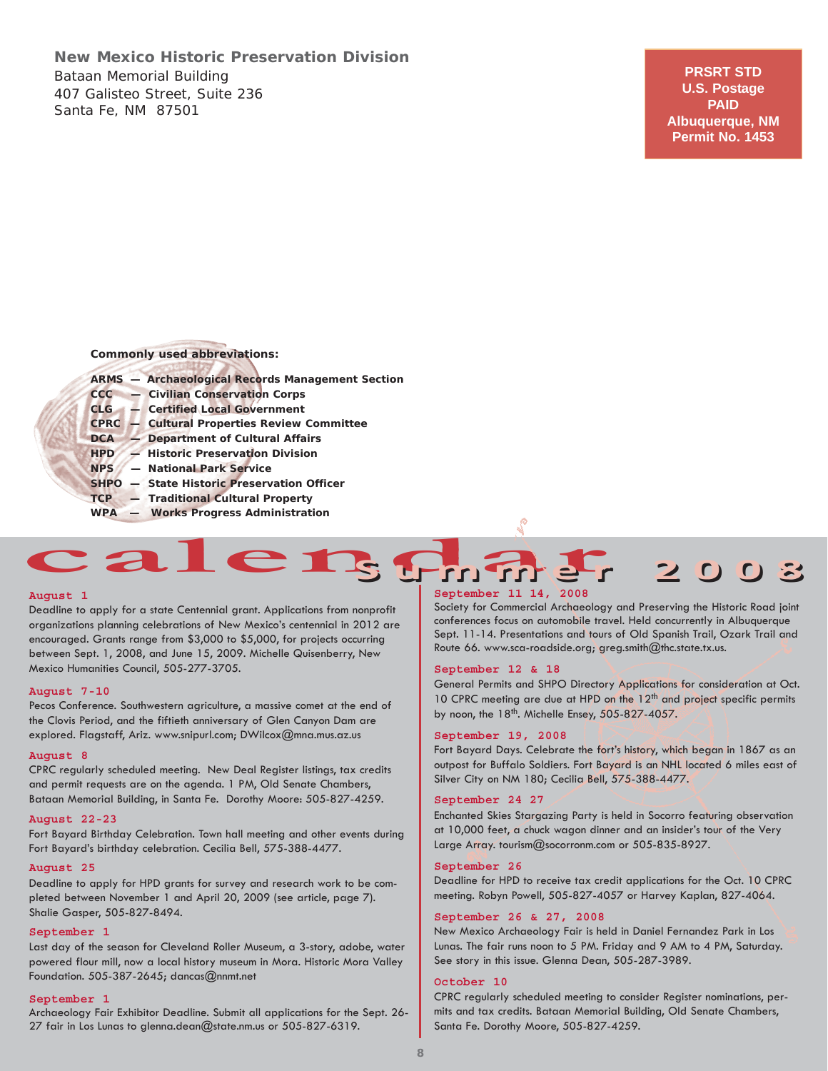**New Mexico Historic Preservation Division**
Bataan Memorial Building
407 Galisteo Street, Suite 236
Santa Fe, NM 87501

PRSRT STD
U.S. Postage
PAID
Albuquerque, NM
Permit No. 1453

**Commonly used abbreviations:**

- **ARMS — Archaeological Records Management Section**
- **CCC — Civilian Conservation Corps**
- **CLG — Certified Local Government**
- **CPRC — Cultural Properties Review Committee**
- **DCA — Department of Cultural Affairs**
- **HPD — Historic Preservation Division**
- **NPS — National Park Service**
- **SHPO — State Historic Preservation Officer**
- **TCP — Traditional Cultural Property**
- **WPA — Works Progress Administration**

# calendar summer 2008

**August 1**
Deadline to apply for a state Centennial grant. Applications from nonprofit organizations planning celebrations of New Mexico's centennial in 2012 are encouraged. Grants range from $3,000 to $5,000, for projects occurring between Sept. 1, 2008, and June 15, 2009. Michelle Quisenberry, New Mexico Humanities Council, 505-277-3705.

**August 7-10**
Pecos Conference. Southwestern agriculture, a massive comet at the end of the Clovis Period, and the fiftieth anniversary of Glen Canyon Dam are explored. Flagstaff, Ariz. www.snipurl.com; DWilcox@mna.mus.az.us

**August 8**
CPRC regularly scheduled meeting. New Deal Register listings, tax credits and permit requests are on the agenda. 1 PM, Old Senate Chambers, Bataan Memorial Building, in Santa Fe. Dorothy Moore: 505-827-4259.

**August 22-23**
Fort Bayard Birthday Celebration. Town hall meeting and other events during Fort Bayard's birthday celebration. Cecilia Bell, 575-388-4477.

**August 25**
Deadline to apply for HPD grants for survey and research work to be completed between November 1 and April 20, 2009 (see article, page 7). Shalie Gasper, 505-827-8494.

**September 1**
Last day of the season for Cleveland Roller Museum, a 3-story, adobe, water powered flour mill, now a local history museum in Mora. Historic Mora Valley Foundation. 505-387-2645; dancas@nnmt.net

**September 1**
Archaeology Fair Exhibitor Deadline. Submit all applications for the Sept. 26-27 fair in Los Lunas to glenna.dean@state.nm.us or 505-827-6319.

**September 11 14, 2008**
Society for Commercial Archaeology and Preserving the Historic Road joint conferences focus on automobile travel. Held concurrently in Albuquerque Sept. 11-14. Presentations and tours of Old Spanish Trail, Ozark Trail and Route 66. www.sca-roadside.org; greg.smith@thc.state.tx.us.

**September 12 & 18**
General Permits and SHPO Directory Applications for consideration at Oct. 10 CPRC meeting are due at HPD on the 12th and project specific permits by noon, the 18th. Michelle Ensey, 505-827-4057.

**September 19, 2008**
Fort Bayard Days. Celebrate the fort's history, which began in 1867 as an outpost for Buffalo Soldiers. Fort Bayard is an NHL located 6 miles east of Silver City on NM 180; Cecilia Bell, 575-388-4477.

**September 24 27**
Enchanted Skies Stargazing Party is held in Socorro featuring observation at 10,000 feet, a chuck wagon dinner and an insider's tour of the Very Large Array. tourism@socorronm.com or 505-835-8927.

**September 26**
Deadline for HPD to receive tax credit applications for the Oct. 10 CPRC meeting. Robyn Powell, 505-827-4057 or Harvey Kaplan, 827-4064.

**September 26 & 27, 2008**
New Mexico Archaeology Fair is held in Daniel Fernandez Park in Los Lunas. The fair runs noon to 5 PM. Friday and 9 AM to 4 PM, Saturday. See story in this issue. Glenna Dean, 505-287-3989.

**October 10**
CPRC regularly scheduled meeting to consider Register nominations, permits and tax credits. Bataan Memorial Building, Old Senate Chambers, Santa Fe. Dorothy Moore, 505-827-4259.